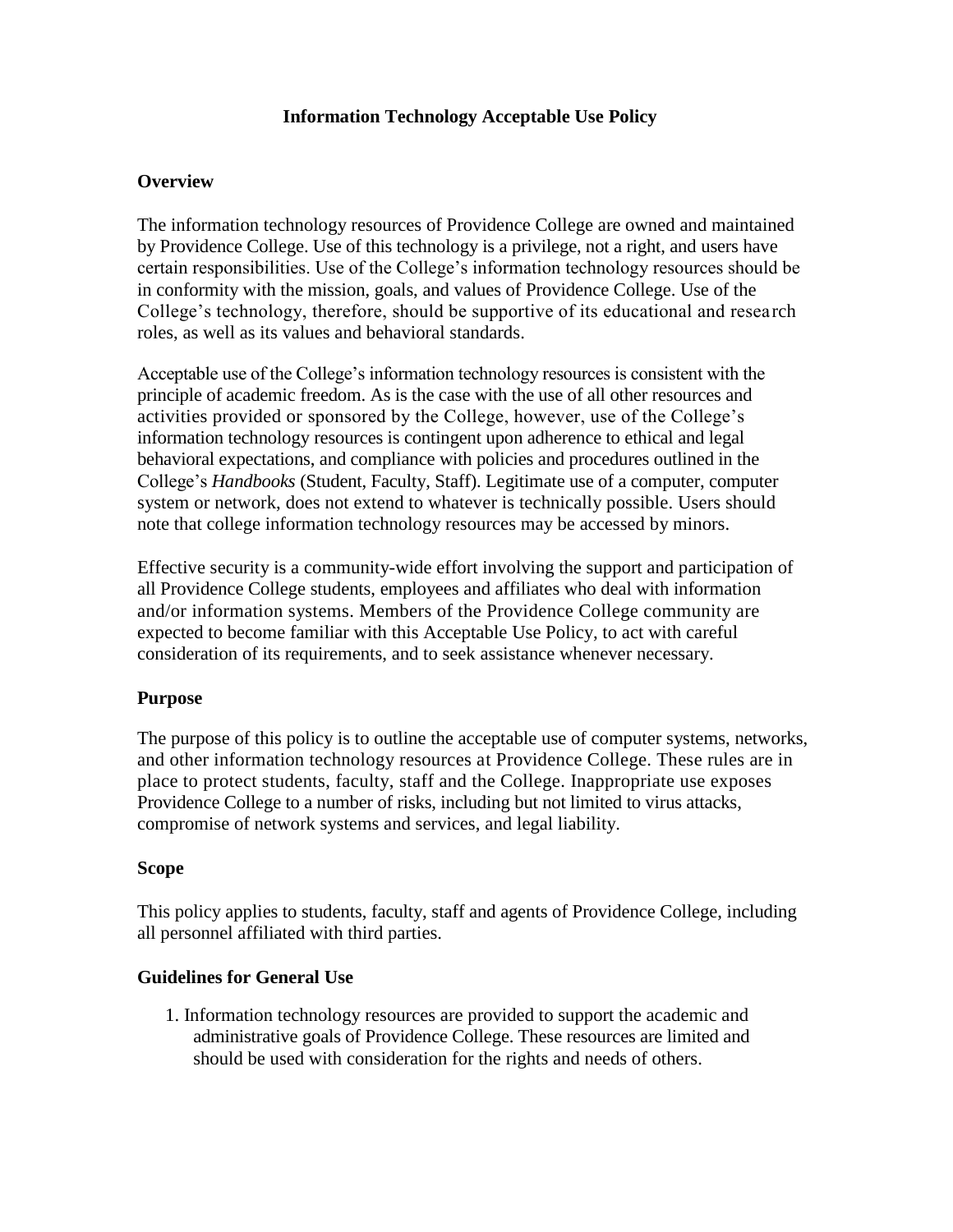# Information Technology Acceptable Use Policy

## Overview

The information technology resources of Providence College are owned and maintained by Providence College. Use of this technology is a privilege, not a right, and users have certain responsibilities. Use of the College's information technology resources should be in conformity with the mission, goals, and values of Providence College. Use of the College's technology, therefore, should be supportive of its educational and research roles, as well as its values and behavioral standards.

Acceptable use of the College's information technology resources is consistent with the principle of academic freedom. As is the case with the use of all other resources and activities provided or sponsored by the College, however, use of the College's information technology resources is contingent upon adherence to ethical and legal behavioral expectations, and compliance with policies and procedures outlined in the College's *Handbooks* (Student, Faculty, Staff). Legitimate use of a computer, computer system or network, does not extend to whatever is technically possible. Users should note that college information technology resources may be accessed by minors.

Effective security is a community-wide effort involving the support and participation of all Providence College students, employees and affiliates who deal with information and/or information systems. Members of the Providence College community are expected to become familiar with this Acceptable Use Policy, to act with careful consideration of its requirements, and to seek assistance whenever necessary.

## Purpose

The purpose of this policy is to outline the acceptable use of computer systems, networks, and other information technology resources at Providence College. These rules are in place to protect students, faculty, staff and the College. Inappropriate use exposes Providence College to a number of risks, including but not limited to virus attacks, compromise of network systems and services, and legal liability.

## Scope

This policy applies to students, faculty, staff and agents of Providence College, including all personnel affiliated with third parties.

## Guidelines for General Use

1. Information technology resources are provided to support the academic and administrative goals of Providence College. These resources are limited and should be used with consideration for the rights and needs of others.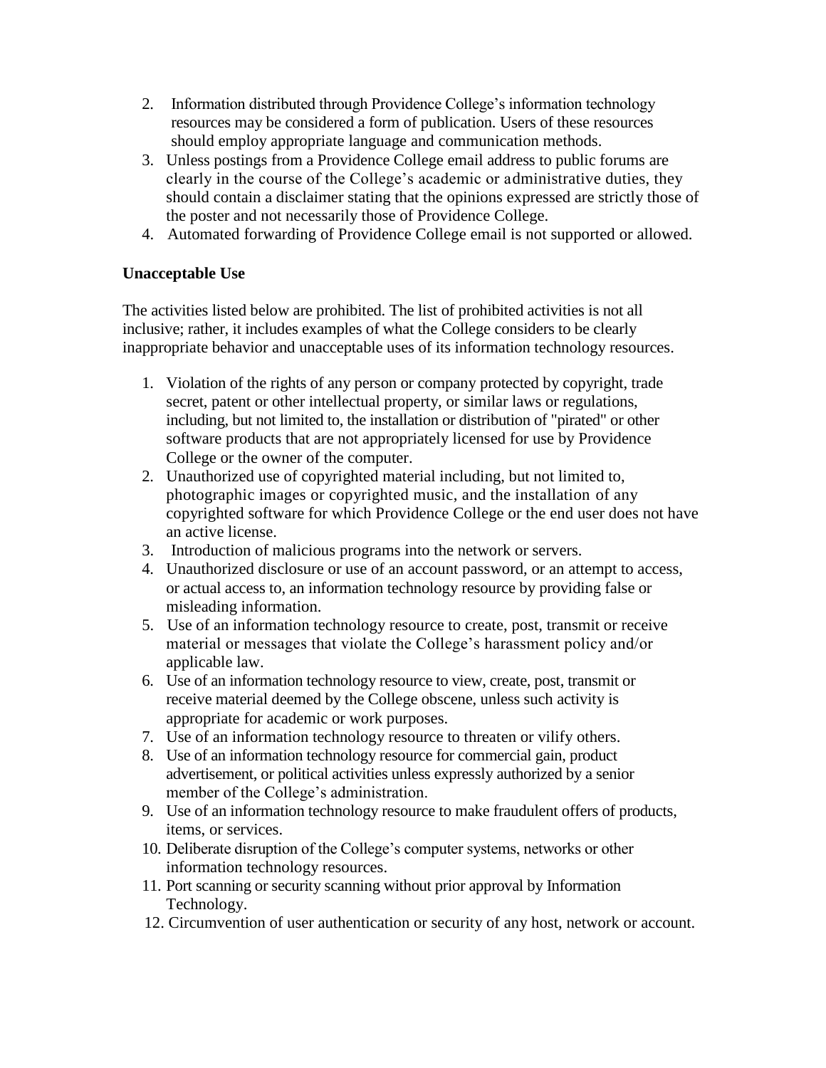2. Information distributed through Providence College's information technology resources may be considered a form of publication. Users of these resources should employ appropriate language and communication methods.
3. Unless postings from a Providence College email address to public forums are clearly in the course of the College's academic or administrative duties, they should contain a disclaimer stating that the opinions expressed are strictly those of the poster and not necessarily those of Providence College.
4. Automated forwarding of Providence College email is not supported or allowed.

**Unacceptable Use**

The activities listed below are prohibited. The list of prohibited activities is not all inclusive; rather, it includes examples of what the College considers to be clearly inappropriate behavior and unacceptable uses of its information technology resources.

1. Violation of the rights of any person or company protected by copyright, trade secret, patent or other intellectual property, or similar laws or regulations, including, but not limited to, the installation or distribution of "pirated" or other software products that are not appropriately licensed for use by Providence College or the owner of the computer.
2. Unauthorized use of copyrighted material including, but not limited to, photographic images or copyrighted music, and the installation of any copyrighted software for which Providence College or the end user does not have an active license.
3. Introduction of malicious programs into the network or servers.
4. Unauthorized disclosure or use of an account password, or an attempt to access, or actual access to, an information technology resource by providing false or misleading information.
5. Use of an information technology resource to create, post, transmit or receive material or messages that violate the College's harassment policy and/or applicable law.
6. Use of an information technology resource to view, create, post, transmit or receive material deemed by the College obscene, unless such activity is appropriate for academic or work purposes.
7. Use of an information technology resource to threaten or vilify others.
8. Use of an information technology resource for commercial gain, product advertisement, or political activities unless expressly authorized by a senior member of the College's administration.
9. Use of an information technology resource to make fraudulent offers of products, items, or services.
10. Deliberate disruption of the College's computer systems, networks or other information technology resources.
11. Port scanning or security scanning without prior approval by Information Technology.
12. Circumvention of user authentication or security of any host, network or account.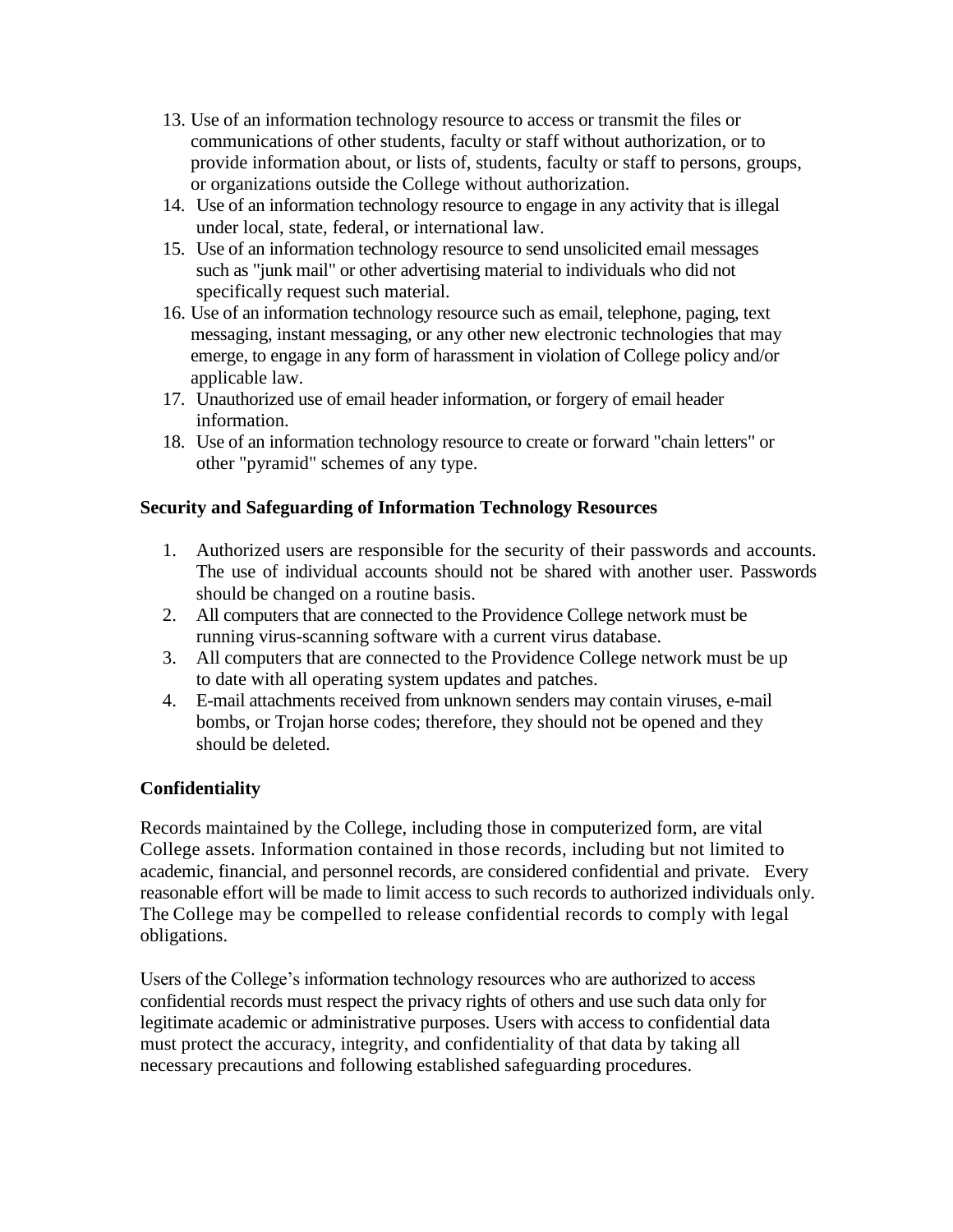13. Use of an information technology resource to access or transmit the files or communications of other students, faculty or staff without authorization, or to provide information about, or lists of, students, faculty or staff to persons, groups, or organizations outside the College without authorization.
14. Use of an information technology resource to engage in any activity that is illegal under local, state, federal, or international law.
15. Use of an information technology resource to send unsolicited email messages such as "junk mail" or other advertising material to individuals who did not specifically request such material.
16. Use of an information technology resource such as email, telephone, paging, text messaging, instant messaging, or any other new electronic technologies that may emerge, to engage in any form of harassment in violation of College policy and/or applicable law.
17. Unauthorized use of email header information, or forgery of email header information.
18. Use of an information technology resource to create or forward "chain letters" or other "pyramid" schemes of any type.

**Security and Safeguarding of Information Technology Resources**

1. Authorized users are responsible for the security of their passwords and accounts. The use of individual accounts should not be shared with another user. Passwords should be changed on a routine basis.
2. All computers that are connected to the Providence College network must be running virus-scanning software with a current virus database.
3. All computers that are connected to the Providence College network must be up to date with all operating system updates and patches.
4. E-mail attachments received from unknown senders may contain viruses, e-mail bombs, or Trojan horse codes; therefore, they should not be opened and they should be deleted.

**Confidentiality**

Records maintained by the College, including those in computerized form, are vital College assets. Information contained in those records, including but not limited to academic, financial, and personnel records, are considered confidential and private. Every reasonable effort will be made to limit access to such records to authorized individuals only. The College may be compelled to release confidential records to comply with legal obligations.

Users of the College's information technology resources who are authorized to access confidential records must respect the privacy rights of others and use such data only for legitimate academic or administrative purposes. Users with access to confidential data must protect the accuracy, integrity, and confidentiality of that data by taking all necessary precautions and following established safeguarding procedures.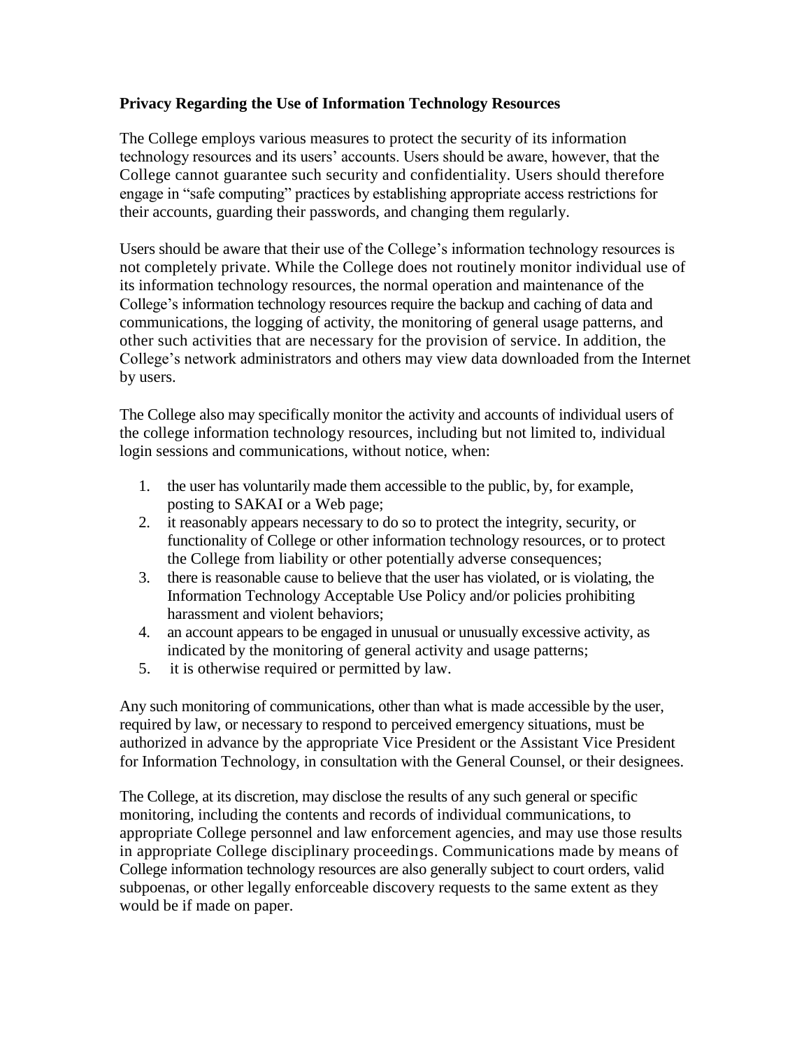**Privacy Regarding the Use of Information Technology Resources**

The College employs various measures to protect the security of its information technology resources and its users' accounts. Users should be aware, however, that the College cannot guarantee such security and confidentiality. Users should therefore engage in "safe computing" practices by establishing appropriate access restrictions for their accounts, guarding their passwords, and changing them regularly.

Users should be aware that their use of the College's information technology resources is not completely private. While the College does not routinely monitor individual use of its information technology resources, the normal operation and maintenance of the College's information technology resources require the backup and caching of data and communications, the logging of activity, the monitoring of general usage patterns, and other such activities that are necessary for the provision of service. In addition, the College's network administrators and others may view data downloaded from the Internet by users.

The College also may specifically monitor the activity and accounts of individual users of the college information technology resources, including but not limited to, individual login sessions and communications, without notice, when:

1. the user has voluntarily made them accessible to the public, by, for example, posting to SAKAI or a Web page;
2. it reasonably appears necessary to do so to protect the integrity, security, or functionality of College or other information technology resources, or to protect the College from liability or other potentially adverse consequences;
3. there is reasonable cause to believe that the user has violated, or is violating, the Information Technology Acceptable Use Policy and/or policies prohibiting harassment and violent behaviors;
4. an account appears to be engaged in unusual or unusually excessive activity, as indicated by the monitoring of general activity and usage patterns;
5. it is otherwise required or permitted by law.

Any such monitoring of communications, other than what is made accessible by the user, required by law, or necessary to respond to perceived emergency situations, must be authorized in advance by the appropriate Vice President or the Assistant Vice President for Information Technology, in consultation with the General Counsel, or their designees.

The College, at its discretion, may disclose the results of any such general or specific monitoring, including the contents and records of individual communications, to appropriate College personnel and law enforcement agencies, and may use those results in appropriate College disciplinary proceedings. Communications made by means of College information technology resources are also generally subject to court orders, valid subpoenas, or other legally enforceable discovery requests to the same extent as they would be if made on paper.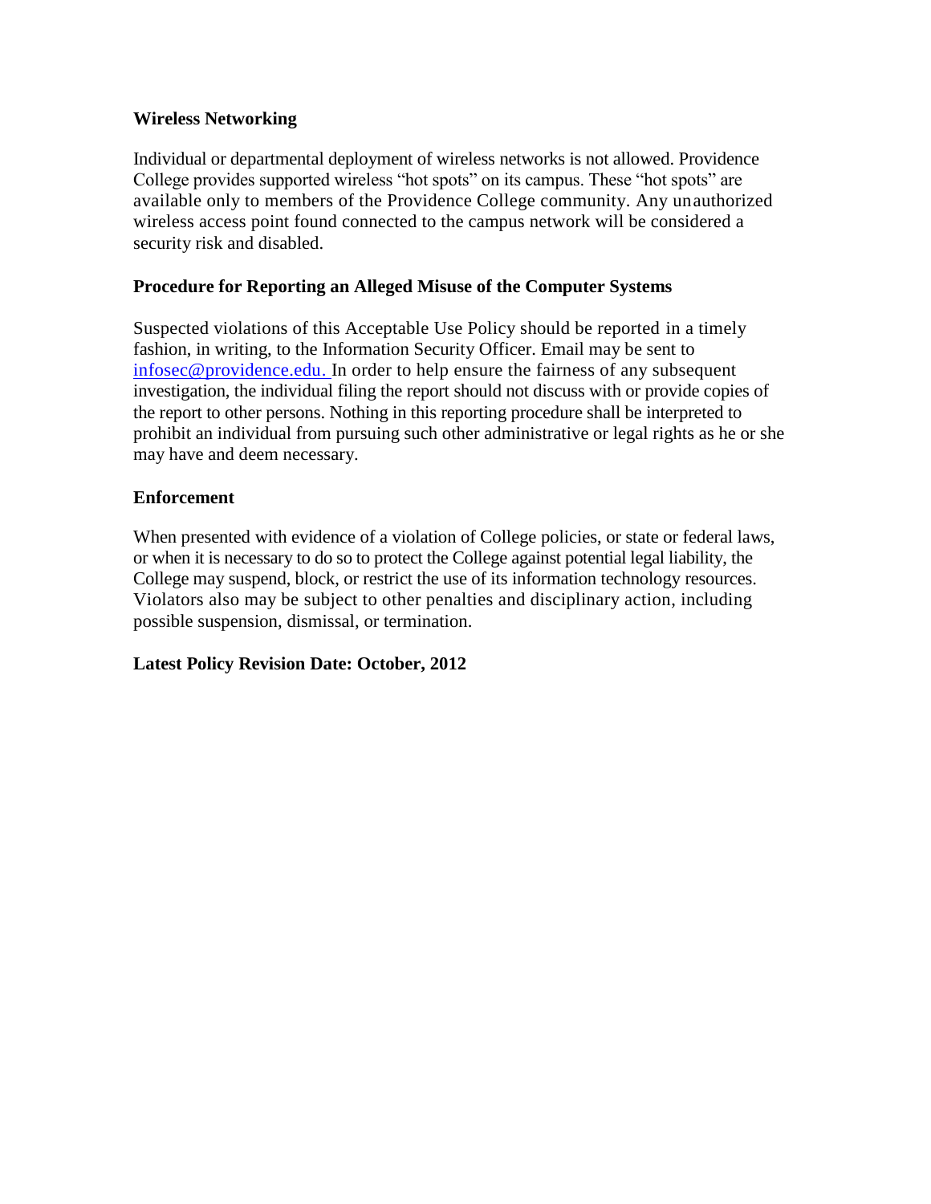**Wireless Networking**

Individual or departmental deployment of wireless networks is not allowed. Providence College provides supported wireless "hot spots" on its campus. These "hot spots" are available only to members of the Providence College community. Any unauthorized wireless access point found connected to the campus network will be considered a security risk and disabled.

**Procedure for Reporting an Alleged Misuse of the Computer Systems**

Suspected violations of this Acceptable Use Policy should be reported in a timely fashion, in writing, to the Information Security Officer. Email may be sent to infosec@providence.edu. In order to help ensure the fairness of any subsequent investigation, the individual filing the report should not discuss with or provide copies of the report to other persons. Nothing in this reporting procedure shall be interpreted to prohibit an individual from pursuing such other administrative or legal rights as he or she may have and deem necessary.

**Enforcement**

When presented with evidence of a violation of College policies, or state or federal laws, or when it is necessary to do so to protect the College against potential legal liability, the College may suspend, block, or restrict the use of its information technology resources. Violators also may be subject to other penalties and disciplinary action, including possible suspension, dismissal, or termination.

**Latest Policy Revision Date: October, 2012**